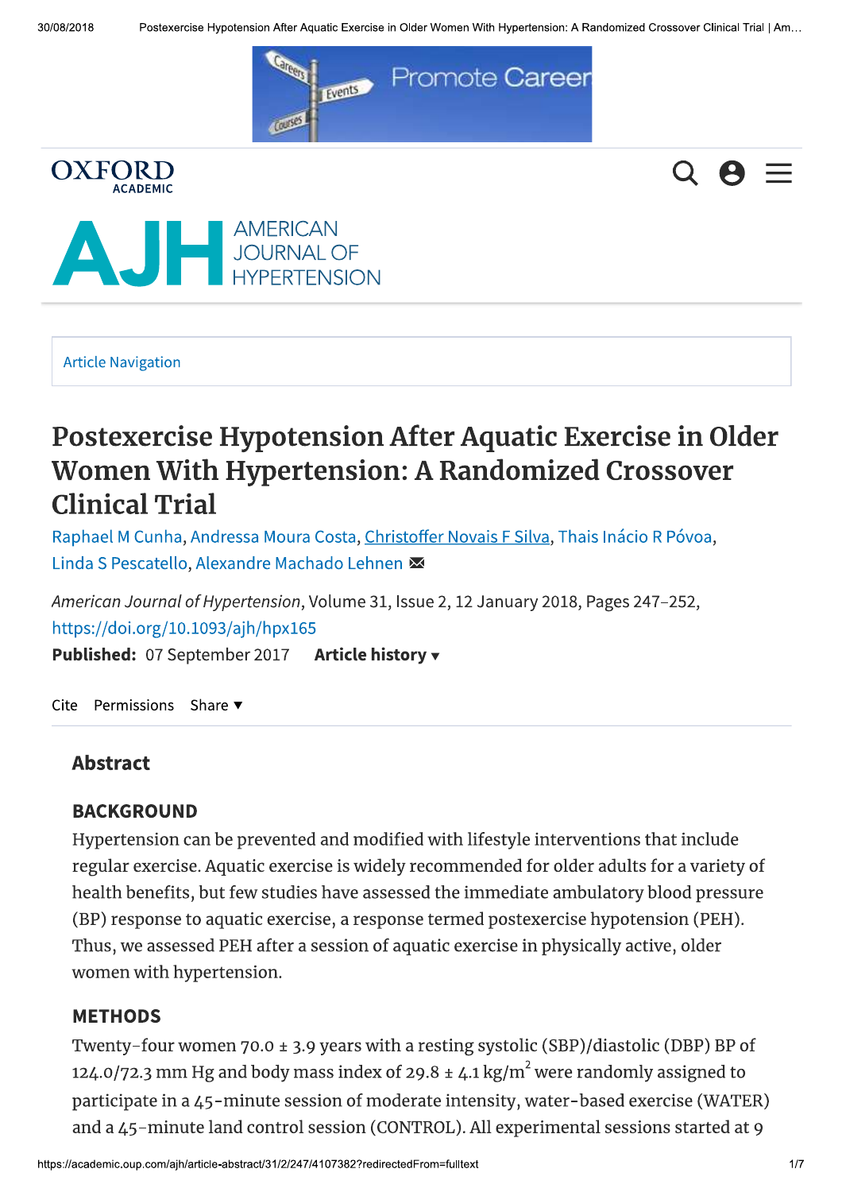# Postexercise Hypotension After Aquatic Exercise in Older Women With Hypertension: A Randomized Crossover Clinical Trial

Raphael M Cunha, Andressa Moura Costa, Christoffer Novais F Silva, Thais Inácio R Póvoa, Linda S Pescatello, Alexandre Machado Lehnen

*American Journal of Hypertension*, Volume 31, Issue 2, 12 January 2018, Pages 247–252, https://doi.org/10.1093/ajh/hpx165

**Published:** 07 September 2017

## Abstract

### BACKGROUND

Hypertension can be prevented and modified with lifestyle interventions that include regular exercise. Aquatic exercise is widely recommended for older adults for a variety of health benefits, but few studies have assessed the immediate ambulatory blood pressure (BP) response to aquatic exercise, a response termed postexercise hypotension (PEH). Thus, we assessed PEH after a session of aquatic exercise in physically active, older women with hypertension.

### METHODS

Twenty-four women 70.0 ± 3.9 years with a resting systolic (SBP)/diastolic (DBP) BP of 124.0/72.3 mm Hg and body mass index of 29.8 ± 4.1 kg/m$^2$ were randomly assigned to participate in a 45-minute session of moderate intensity, water-based exercise (WATER) and a 45-minute land control session (CONTROL). All experimental sessions started at 9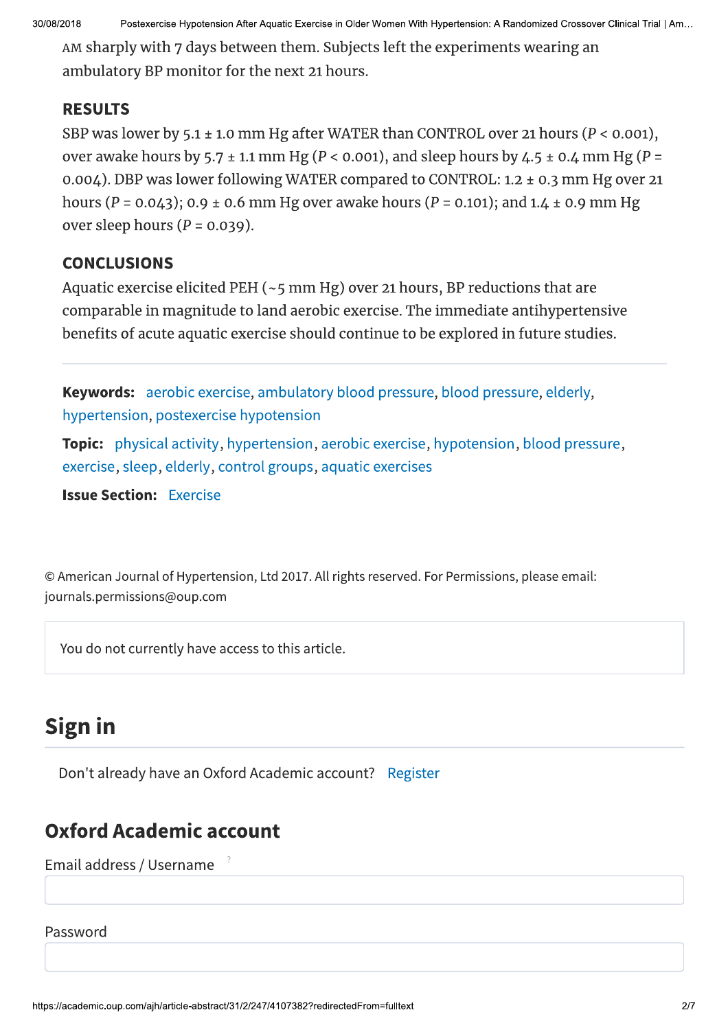AM sharply with 7 days between them. Subjects left the experiments wearing an ambulatory BP monitor for the next 21 hours.

## RESULTS

SBP was lower by 5.1 ± 1.0 mm Hg after WATER than CONTROL over 21 hours ($P < 0.001$), over awake hours by 5.7 ± 1.1 mm Hg ($P < 0.001$), and sleep hours by 4.5 ± 0.4 mm Hg ($P = 0.004$). DBP was lower following WATER compared to CONTROL: 1.2 ± 0.3 mm Hg over 21 hours ($P = 0.043$); 0.9 ± 0.6 mm Hg over awake hours ($P = 0.101$); and 1.4 ± 0.9 mm Hg over sleep hours ($P = 0.039$).

## CONCLUSIONS

Aquatic exercise elicited PEH (~5 mm Hg) over 21 hours, BP reductions that are comparable in magnitude to land aerobic exercise. The immediate antihypertensive benefits of acute aquatic exercise should continue to be explored in future studies.

**Keywords:** aerobic exercise, ambulatory blood pressure, blood pressure, elderly, hypertension, postexercise hypotension

**Topic:** physical activity, hypertension, aerobic exercise, hypotension, blood pressure, exercise, sleep, elderly, control groups, aquatic exercises

**Issue Section:** Exercise

© American Journal of Hypertension, Ltd 2017. All rights reserved. For Permissions, please email: journals.permissions@oup.com

You do not currently have access to this article.

# Sign in

Don't already have an Oxford Academic account? Register

## Oxford Academic account

Email address / Username

Password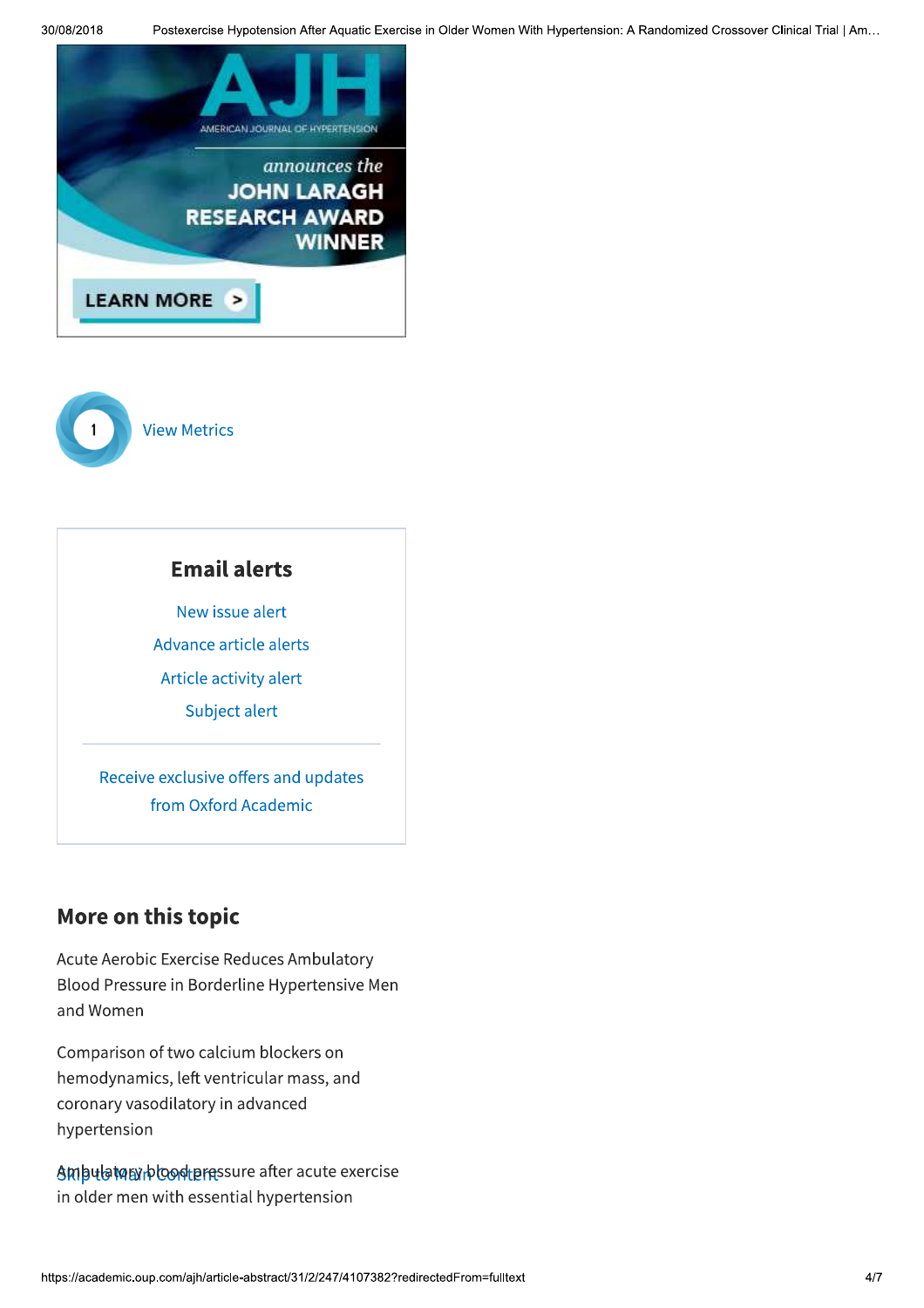AJH

AMERICAN JOURNAL OF HYPERTENSION

*announces the*

JOHN LARAGH RESEARCH AWARD WINNER

LEARN MORE >

1 View Metrics

## Email alerts

New issue alert

Advance article alerts

Article activity alert

Subject alert

Receive exclusive offers and updates from Oxford Academic

## More on this topic

Acute Aerobic Exercise Reduces Ambulatory Blood Pressure in Borderline Hypertensive Men and Women

Comparison of two calcium blockers on hemodynamics, left ventricular mass, and coronary vasodilatory in advanced hypertension

Ambulatory blood pressure after acute exercise in older men with essential hypertension

Skip to Main Content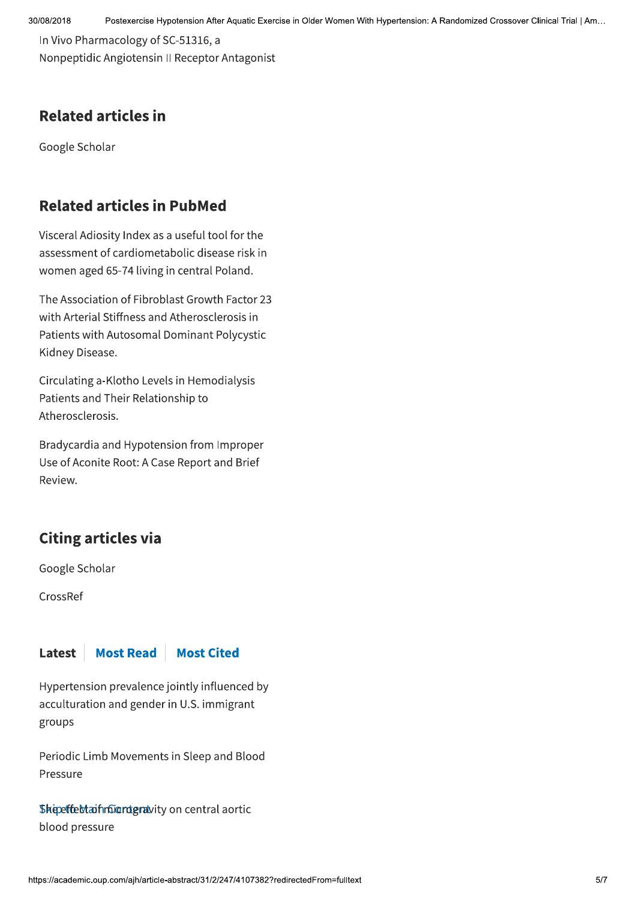In Vivo Pharmacology of SC-51316, a Nonpeptidic Angiotensin II Receptor Antagonist

## Related articles in

Google Scholar

## Related articles in PubMed

Visceral Adiosity Index as a useful tool for the assessment of cardiometabolic disease risk in women aged 65-74 living in central Poland.

The Association of Fibroblast Growth Factor 23 with Arterial Stiffness and Atherosclerosis in Patients with Autosomal Dominant Polycystic Kidney Disease.

Circulating a-Klotho Levels in Hemodialysis Patients and Their Relationship to Atherosclerosis.

Bradycardia and Hypotension from Improper Use of Aconite Root: A Case Report and Brief Review.

## Citing articles via

Google Scholar

CrossRef

**Latest** | **Most Read** | **Most Cited**

Hypertension prevalence jointly influenced by acculturation and gender in U.S. immigrant groups

Periodic Limb Movements in Sleep and Blood Pressure

The effect of microgravity on central aortic blood pressure

Skip to Main Content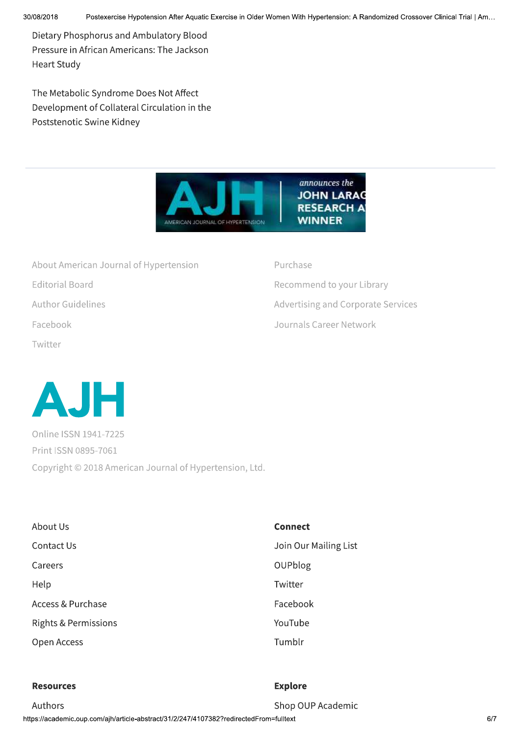Dietary Phosphorus and Ambulatory Blood Pressure in African Americans: The Jackson Heart Study

The Metabolic Syndrome Does Not Affect Development of Collateral Circulation in the Poststenotic Swine Kidney

AJH AMERICAN JOURNAL OF HYPERTENSION | *announces the* JOHN LARAG RESEARCH A WINNER

About American Journal of Hypertension

Editorial Board

Author Guidelines

Facebook

Twitter

Purchase

Recommend to your Library

Advertising and Corporate Services

Journals Career Network

AJH

Online ISSN 1941-7225

Print ISSN 0895-7061

Copyright © 2018 American Journal of Hypertension, Ltd.

About Us

Contact Us

Careers

Help

Access & Purchase

Rights & Permissions

Open Access

**Connect**

Join Our Mailing List

OUPblog

Twitter

Facebook

YouTube

Tumblr

**Resources**

Authors

**Explore**

Shop OUP Academic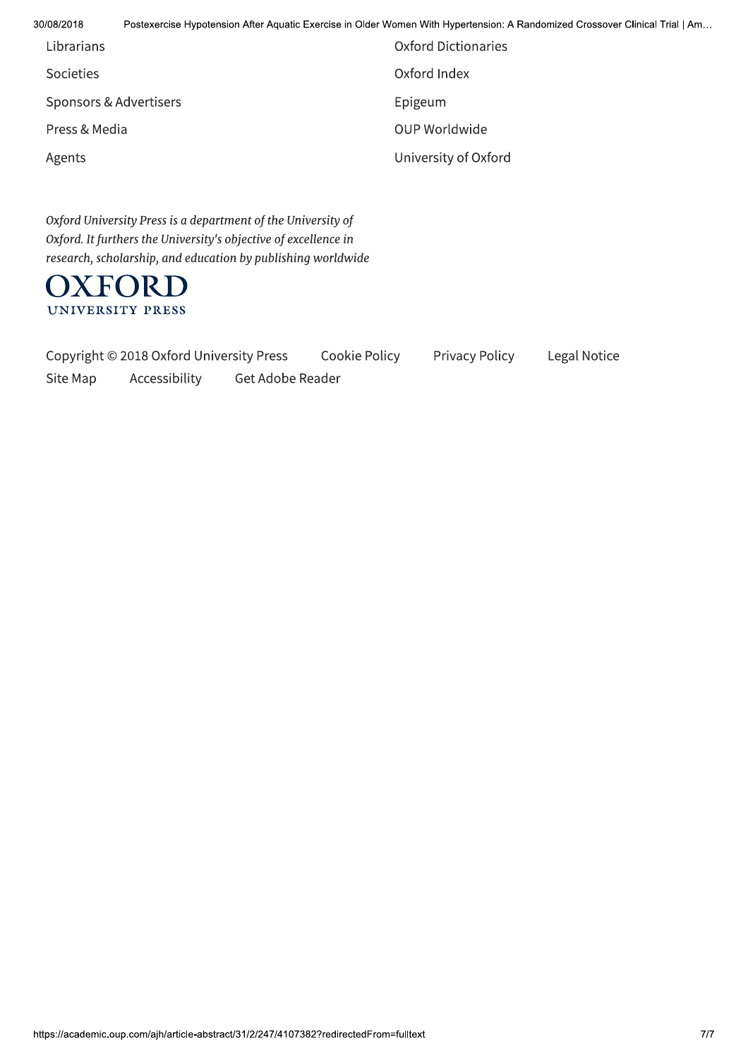Librarians

Societies

Sponsors & Advertisers

Press & Media

Agents

Oxford Dictionaries

Oxford Index

Epigeum

OUP Worldwide

University of Oxford

*Oxford University Press is a department of the University of Oxford. It furthers the University's objective of excellence in research, scholarship, and education by publishing worldwide*

OXFORD
UNIVERSITY PRESS

Copyright © 2018 Oxford University Press | Cookie Policy | Privacy Policy | Legal Notice

Site Map | Accessibility | Get Adobe Reader